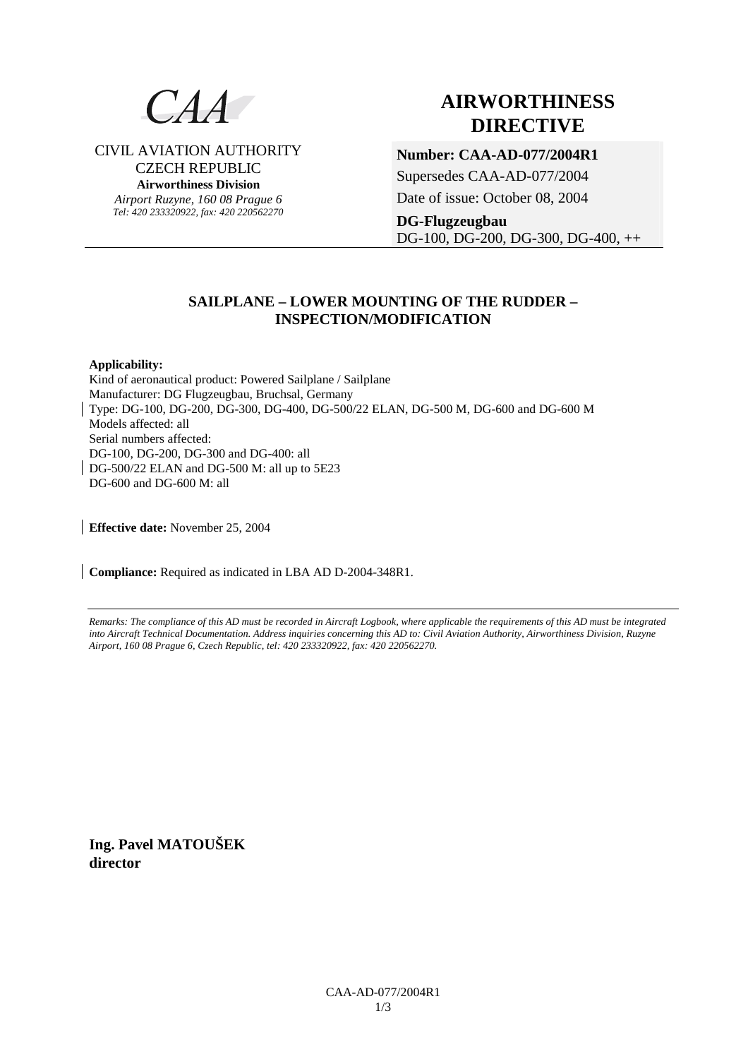CAA

CIVIL AVIATION AUTHORITY
CZECH REPUBLIC
**Airworthiness Division**
*Airport Ruzyne, 160 08 Prague 6*
*Tel: 420 233320922, fax: 420 220562270*

# AIRWORTHINESS DIRECTIVE

**Number: CAA-AD-077/2004R1**

Supersedes CAA-AD-077/2004

Date of issue: October 08, 2004

**DG-Flugzeugbau**
DG-100, DG-200, DG-300, DG-400, ++

## SAILPLANE – LOWER MOUNTING OF THE RUDDER – INSPECTION/MODIFICATION

**Applicability:**
Kind of aeronautical product: Powered Sailplane / Sailplane
Manufacturer: DG Flugzeugbau, Bruchsal, Germany
Type: DG-100, DG-200, DG-300, DG-400, DG-500/22 ELAN, DG-500 M, DG-600 and DG-600 M
Models affected: all
Serial numbers affected:
DG-100, DG-200, DG-300 and DG-400: all
DG-500/22 ELAN and DG-500 M: all up to 5E23
DG-600 and DG-600 M: all

**Effective date:** November 25, 2004

**Compliance:** Required as indicated in LBA AD D-2004-348R1.

*Remarks: The compliance of this AD must be recorded in Aircraft Logbook, where applicable the requirements of this AD must be integrated into Aircraft Technical Documentation. Address inquiries concerning this AD to: Civil Aviation Authority, Airworthiness Division, Ruzyne Airport, 160 08 Prague 6, Czech Republic, tel: 420 233320922, fax: 420 220562270.*

**Ing. Pavel MATOUŠEK**
**director**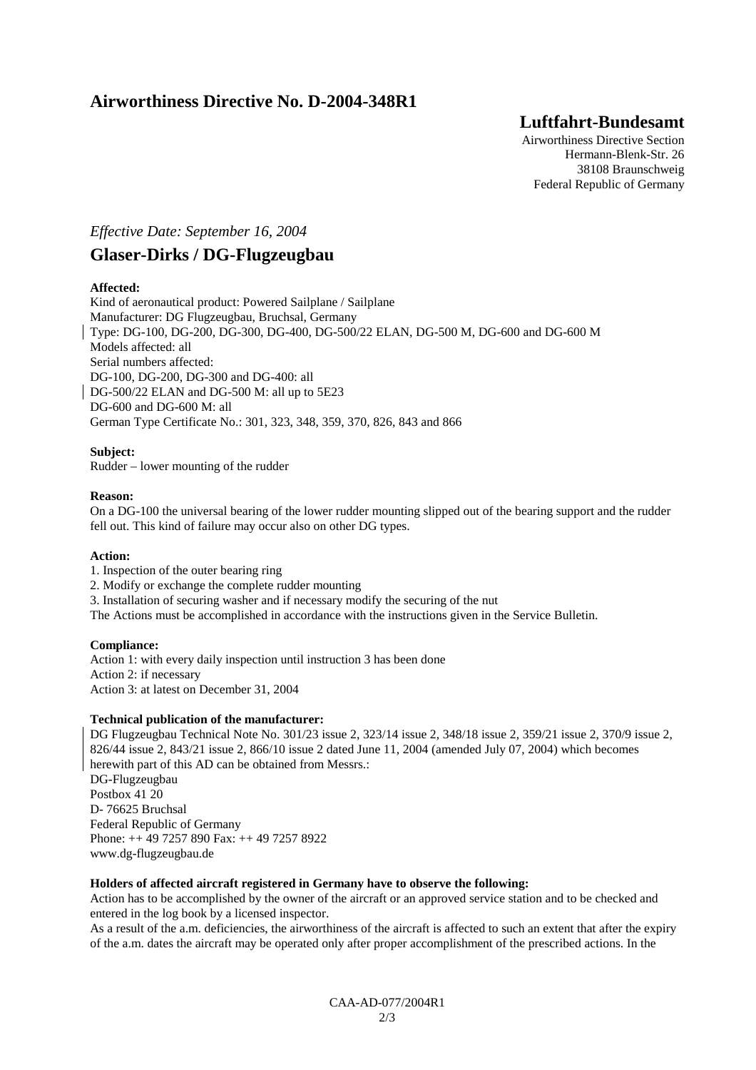# Airworthiness Directive No. D-2004-348R1

## Luftfahrt-Bundesamt

Airworthiness Directive Section
Hermann-Blenk-Str. 26
38108 Braunschweig
Federal Republic of Germany

*Effective Date: September 16, 2004*

## Glaser-Dirks / DG-Flugzeugbau

**Affected:**

Kind of aeronautical product: Powered Sailplane / Sailplane
Manufacturer: DG Flugzeugbau, Bruchsal, Germany
Type: DG-100, DG-200, DG-300, DG-400, DG-500/22 ELAN, DG-500 M, DG-600 and DG-600 M
Models affected: all
Serial numbers affected:
DG-100, DG-200, DG-300 and DG-400: all
DG-500/22 ELAN and DG-500 M: all up to 5E23
DG-600 and DG-600 M: all
German Type Certificate No.: 301, 323, 348, 359, 370, 826, 843 and 866

**Subject:**

Rudder – lower mounting of the rudder

**Reason:**

On a DG-100 the universal bearing of the lower rudder mounting slipped out of the bearing support and the rudder fell out. This kind of failure may occur also on other DG types.

**Action:**

1. Inspection of the outer bearing ring
2. Modify or exchange the complete rudder mounting
3. Installation of securing washer and if necessary modify the securing of the nut

The Actions must be accomplished in accordance with the instructions given in the Service Bulletin.

**Compliance:**

Action 1: with every daily inspection until instruction 3 has been done
Action 2: if necessary
Action 3: at latest on December 31, 2004

**Technical publication of the manufacturer:**

DG Flugzeugbau Technical Note No. 301/23 issue 2, 323/14 issue 2, 348/18 issue 2, 359/21 issue 2, 370/9 issue 2, 826/44 issue 2, 843/21 issue 2, 866/10 issue 2 dated June 11, 2004 (amended July 07, 2004) which becomes herewith part of this AD can be obtained from Messrs.:
DG-Flugzeugbau
Postbox 41 20
D- 76625 Bruchsal
Federal Republic of Germany
Phone: ++ 49 7257 890 Fax: ++ 49 7257 8922
www.dg-flugzeugbau.de

**Holders of affected aircraft registered in Germany have to observe the following:**

Action has to be accomplished by the owner of the aircraft or an approved service station and to be checked and entered in the log book by a licensed inspector.

As a result of the a.m. deficiencies, the airworthiness of the aircraft is affected to such an extent that after the expiry of the a.m. dates the aircraft may be operated only after proper accomplishment of the prescribed actions. In the

CAA-AD-077/2004R1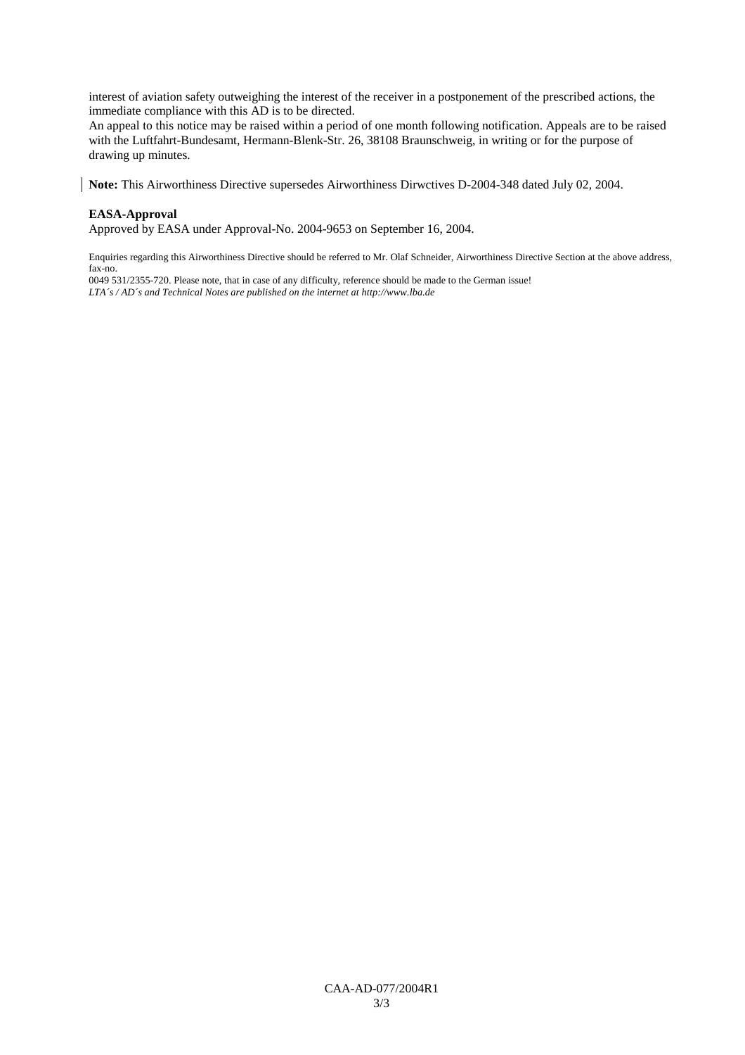interest of aviation safety outweighing the interest of the receiver in a postponement of the prescribed actions, the immediate compliance with this AD is to be directed.
An appeal to this notice may be raised within a period of one month following notification. Appeals are to be raised with the Luftfahrt-Bundesamt, Hermann-Blenk-Str. 26, 38108 Braunschweig, in writing or for the purpose of drawing up minutes.

**Note:** This Airworthiness Directive supersedes Airworthiness Dirwctives D-2004-348 dated July 02, 2004.

**EASA-Approval**
Approved by EASA under Approval-No. 2004-9653 on September 16, 2004.

Enquiries regarding this Airworthiness Directive should be referred to Mr. Olaf Schneider, Airworthiness Directive Section at the above address, fax-no.
0049 531/2355-720. Please note, that in case of any difficulty, reference should be made to the German issue!
*LTA´s / AD´s and Technical Notes are published on the internet at http://www.lba.de*

CAA-AD-077/2004R1